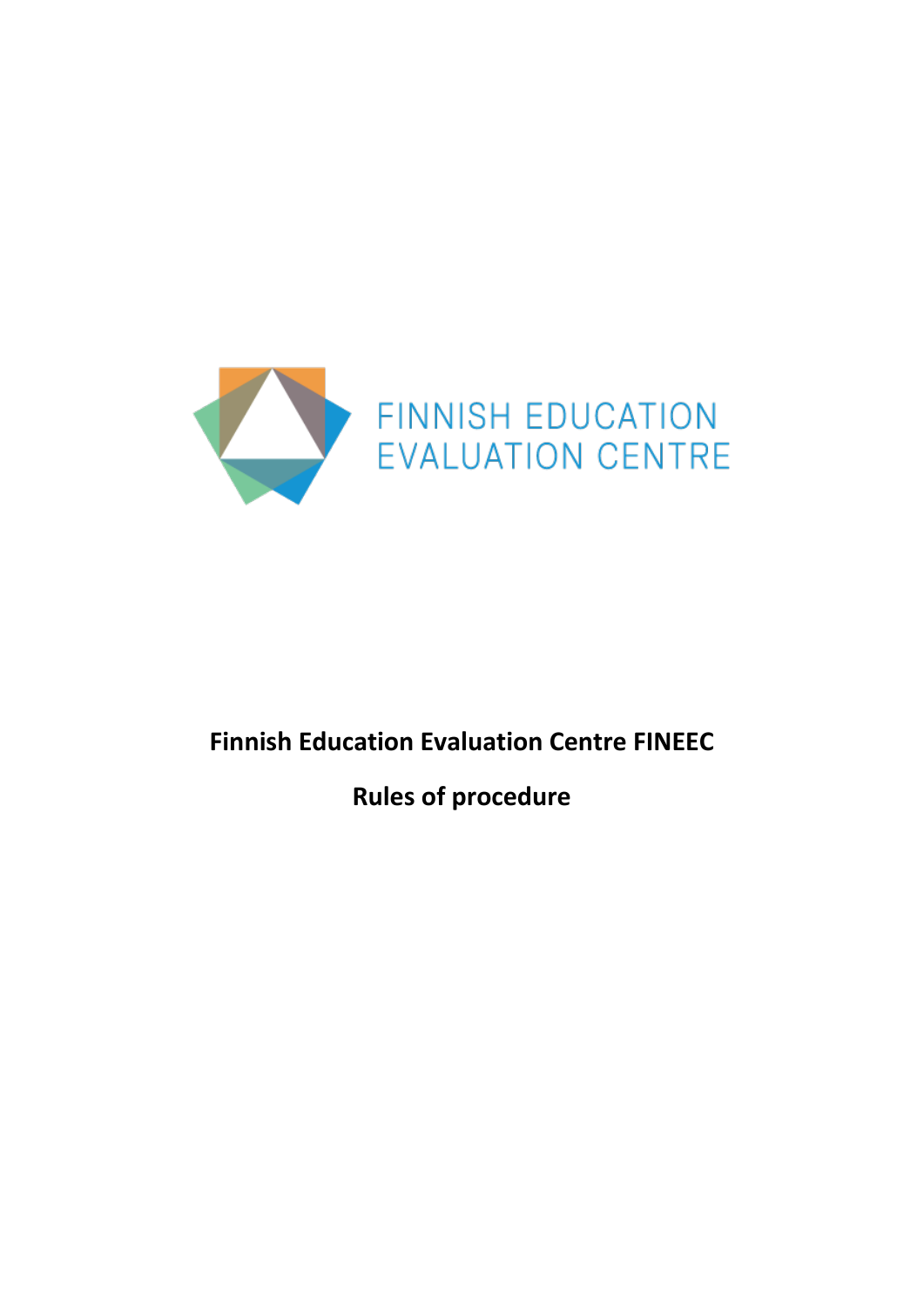FINNISH EDUCATION EVALUATION CENTRE

# Finnish Education Evaluation Centre FINEEC

## Rules of procedure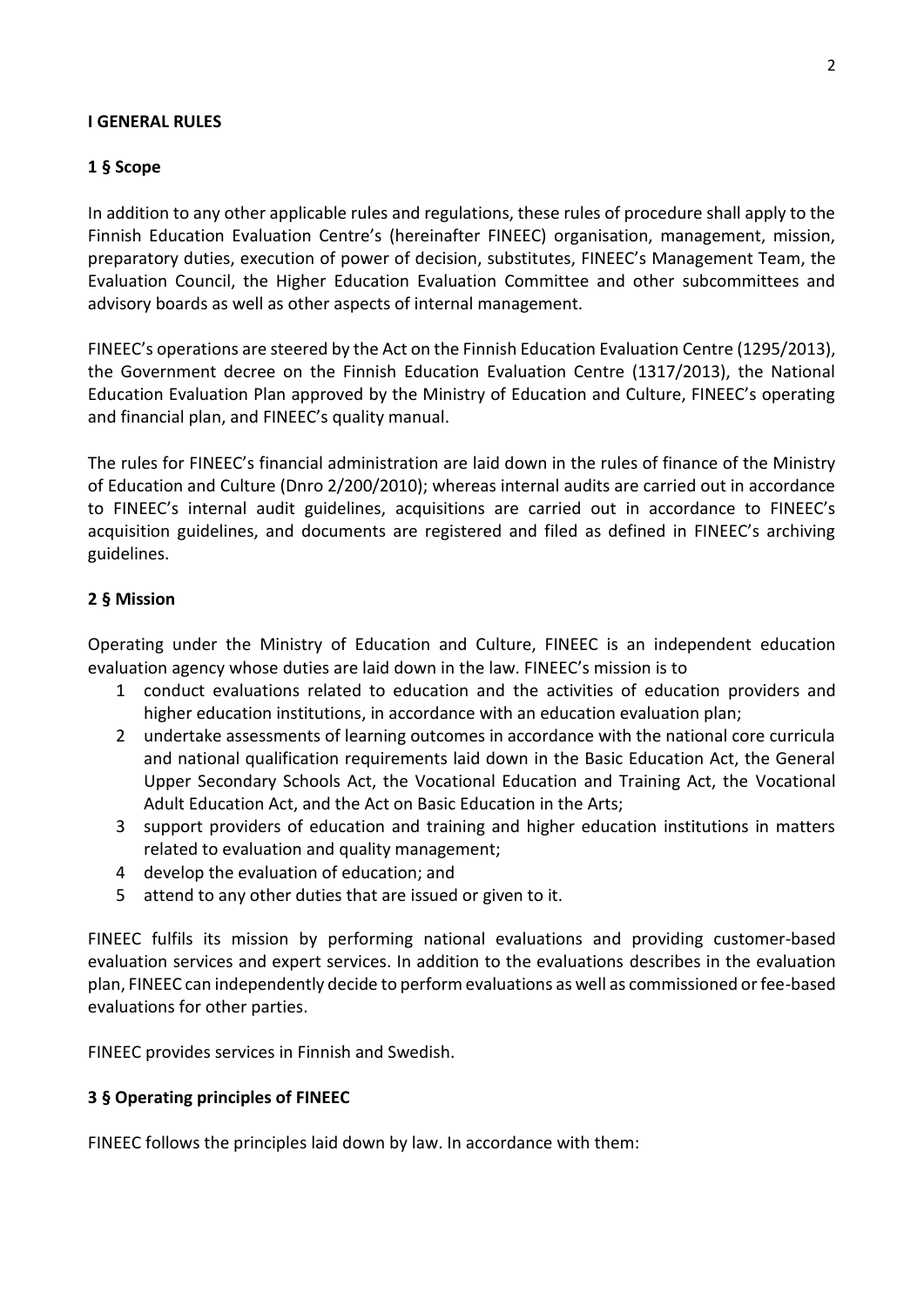## I GENERAL RULES

### 1 § Scope

In addition to any other applicable rules and regulations, these rules of procedure shall apply to the Finnish Education Evaluation Centre's (hereinafter FINEEC) organisation, management, mission, preparatory duties, execution of power of decision, substitutes, FINEEC's Management Team, the Evaluation Council, the Higher Education Evaluation Committee and other subcommittees and advisory boards as well as other aspects of internal management.

FINEEC's operations are steered by the Act on the Finnish Education Evaluation Centre (1295/2013), the Government decree on the Finnish Education Evaluation Centre (1317/2013), the National Education Evaluation Plan approved by the Ministry of Education and Culture, FINEEC's operating and financial plan, and FINEEC's quality manual.

The rules for FINEEC's financial administration are laid down in the rules of finance of the Ministry of Education and Culture (Dnro 2/200/2010); whereas internal audits are carried out in accordance to FINEEC's internal audit guidelines, acquisitions are carried out in accordance to FINEEC's acquisition guidelines, and documents are registered and filed as defined in FINEEC's archiving guidelines.

### 2 § Mission

Operating under the Ministry of Education and Culture, FINEEC is an independent education evaluation agency whose duties are laid down in the law. FINEEC's mission is to

1. conduct evaluations related to education and the activities of education providers and higher education institutions, in accordance with an education evaluation plan;
2. undertake assessments of learning outcomes in accordance with the national core curricula and national qualification requirements laid down in the Basic Education Act, the General Upper Secondary Schools Act, the Vocational Education and Training Act, the Vocational Adult Education Act, and the Act on Basic Education in the Arts;
3. support providers of education and training and higher education institutions in matters related to evaluation and quality management;
4. develop the evaluation of education; and
5. attend to any other duties that are issued or given to it.

FINEEC fulfils its mission by performing national evaluations and providing customer-based evaluation services and expert services. In addition to the evaluations describes in the evaluation plan, FINEEC can independently decide to perform evaluations as well as commissioned or fee-based evaluations for other parties.

FINEEC provides services in Finnish and Swedish.

### 3 § Operating principles of FINEEC

FINEEC follows the principles laid down by law. In accordance with them: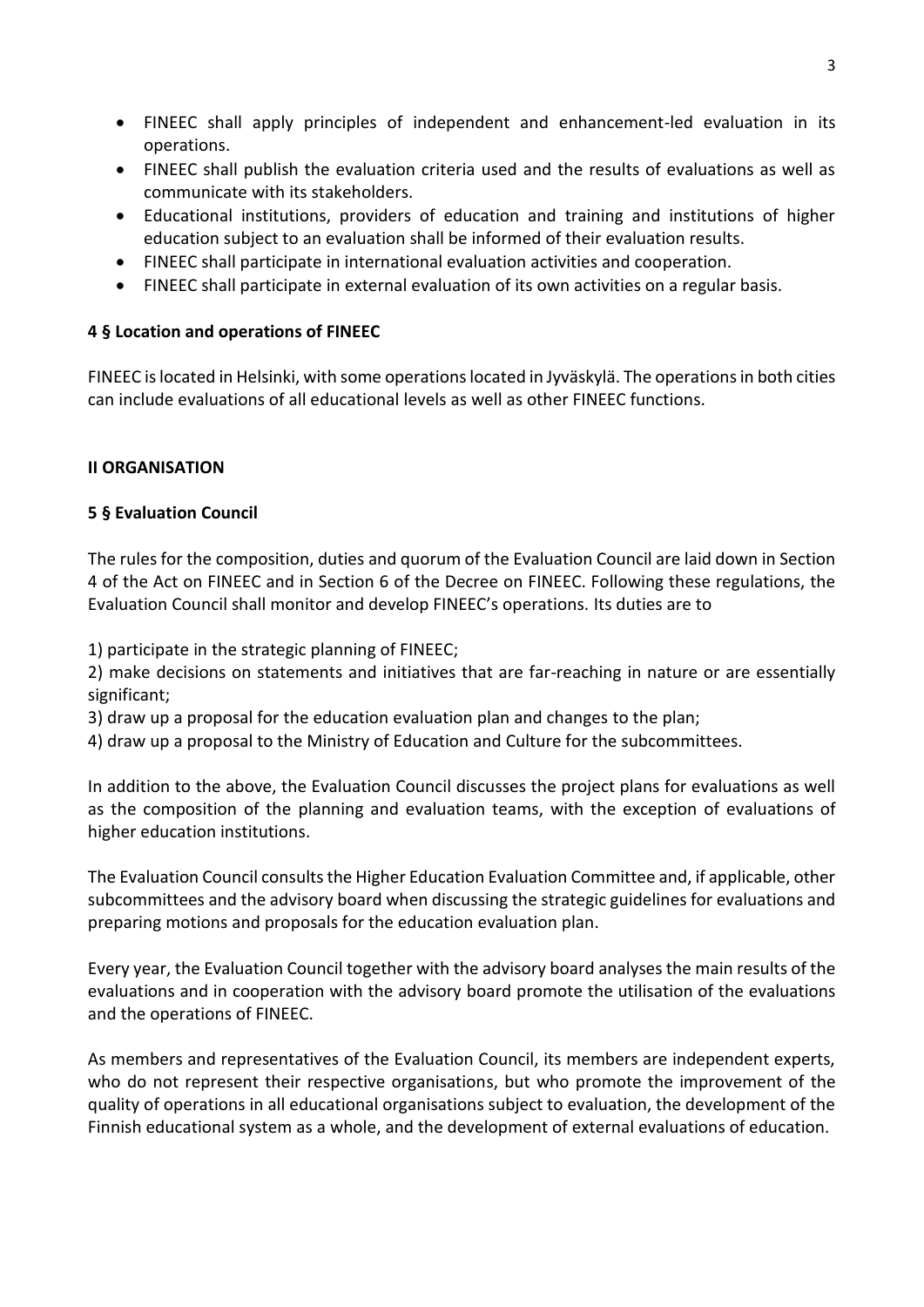- FINEEC shall apply principles of independent and enhancement-led evaluation in its operations.
- FINEEC shall publish the evaluation criteria used and the results of evaluations as well as communicate with its stakeholders.
- Educational institutions, providers of education and training and institutions of higher education subject to an evaluation shall be informed of their evaluation results.
- FINEEC shall participate in international evaluation activities and cooperation.
- FINEEC shall participate in external evaluation of its own activities on a regular basis.

### 4 § Location and operations of FINEEC

FINEEC is located in Helsinki, with some operations located in Jyväskylä. The operations in both cities can include evaluations of all educational levels as well as other FINEEC functions.

## II ORGANISATION

### 5 § Evaluation Council

The rules for the composition, duties and quorum of the Evaluation Council are laid down in Section 4 of the Act on FINEEC and in Section 6 of the Decree on FINEEC. Following these regulations, the Evaluation Council shall monitor and develop FINEEC's operations. Its duties are to

1) participate in the strategic planning of FINEEC;
2) make decisions on statements and initiatives that are far-reaching in nature or are essentially significant;
3) draw up a proposal for the education evaluation plan and changes to the plan;
4) draw up a proposal to the Ministry of Education and Culture for the subcommittees.

In addition to the above, the Evaluation Council discusses the project plans for evaluations as well as the composition of the planning and evaluation teams, with the exception of evaluations of higher education institutions.

The Evaluation Council consults the Higher Education Evaluation Committee and, if applicable, other subcommittees and the advisory board when discussing the strategic guidelines for evaluations and preparing motions and proposals for the education evaluation plan.

Every year, the Evaluation Council together with the advisory board analyses the main results of the evaluations and in cooperation with the advisory board promote the utilisation of the evaluations and the operations of FINEEC.

As members and representatives of the Evaluation Council, its members are independent experts, who do not represent their respective organisations, but who promote the improvement of the quality of operations in all educational organisations subject to evaluation, the development of the Finnish educational system as a whole, and the development of external evaluations of education.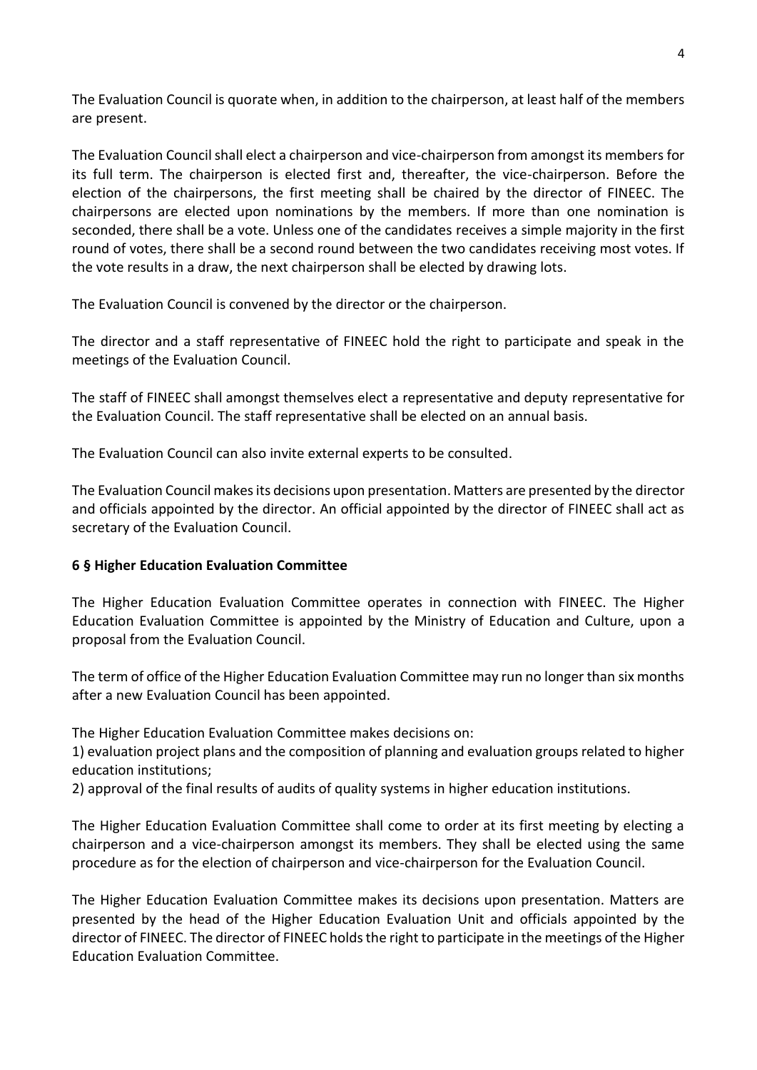The Evaluation Council is quorate when, in addition to the chairperson, at least half of the members are present.

The Evaluation Council shall elect a chairperson and vice-chairperson from amongst its members for its full term. The chairperson is elected first and, thereafter, the vice-chairperson. Before the election of the chairpersons, the first meeting shall be chaired by the director of FINEEC. The chairpersons are elected upon nominations by the members. If more than one nomination is seconded, there shall be a vote. Unless one of the candidates receives a simple majority in the first round of votes, there shall be a second round between the two candidates receiving most votes. If the vote results in a draw, the next chairperson shall be elected by drawing lots.

The Evaluation Council is convened by the director or the chairperson.

The director and a staff representative of FINEEC hold the right to participate and speak in the meetings of the Evaluation Council.

The staff of FINEEC shall amongst themselves elect a representative and deputy representative for the Evaluation Council. The staff representative shall be elected on an annual basis.

The Evaluation Council can also invite external experts to be consulted.

The Evaluation Council makes its decisions upon presentation. Matters are presented by the director and officials appointed by the director. An official appointed by the director of FINEEC shall act as secretary of the Evaluation Council.

**6 § Higher Education Evaluation Committee**

The Higher Education Evaluation Committee operates in connection with FINEEC. The Higher Education Evaluation Committee is appointed by the Ministry of Education and Culture, upon a proposal from the Evaluation Council.

The term of office of the Higher Education Evaluation Committee may run no longer than six months after a new Evaluation Council has been appointed.

The Higher Education Evaluation Committee makes decisions on:
1) evaluation project plans and the composition of planning and evaluation groups related to higher education institutions;
2) approval of the final results of audits of quality systems in higher education institutions.

The Higher Education Evaluation Committee shall come to order at its first meeting by electing a chairperson and a vice-chairperson amongst its members. They shall be elected using the same procedure as for the election of chairperson and vice-chairperson for the Evaluation Council.

The Higher Education Evaluation Committee makes its decisions upon presentation. Matters are presented by the head of the Higher Education Evaluation Unit and officials appointed by the director of FINEEC. The director of FINEEC holds the right to participate in the meetings of the Higher Education Evaluation Committee.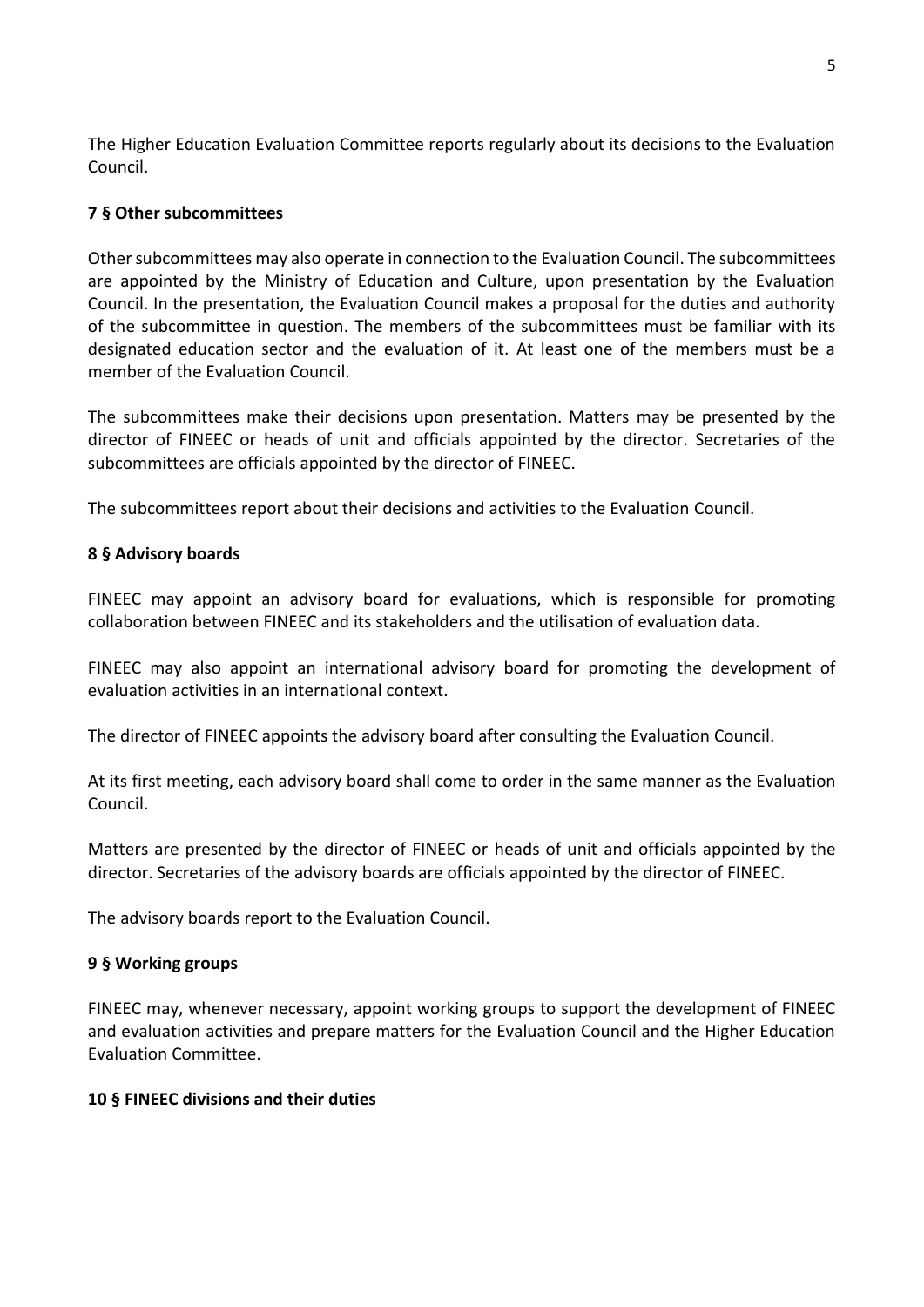The Higher Education Evaluation Committee reports regularly about its decisions to the Evaluation Council.

### 7 § Other subcommittees

Other subcommittees may also operate in connection to the Evaluation Council. The subcommittees are appointed by the Ministry of Education and Culture, upon presentation by the Evaluation Council. In the presentation, the Evaluation Council makes a proposal for the duties and authority of the subcommittee in question. The members of the subcommittees must be familiar with its designated education sector and the evaluation of it. At least one of the members must be a member of the Evaluation Council.

The subcommittees make their decisions upon presentation. Matters may be presented by the director of FINEEC or heads of unit and officials appointed by the director. Secretaries of the subcommittees are officials appointed by the director of FINEEC.

The subcommittees report about their decisions and activities to the Evaluation Council.

### 8 § Advisory boards

FINEEC may appoint an advisory board for evaluations, which is responsible for promoting collaboration between FINEEC and its stakeholders and the utilisation of evaluation data.

FINEEC may also appoint an international advisory board for promoting the development of evaluation activities in an international context.

The director of FINEEC appoints the advisory board after consulting the Evaluation Council.

At its first meeting, each advisory board shall come to order in the same manner as the Evaluation Council.

Matters are presented by the director of FINEEC or heads of unit and officials appointed by the director. Secretaries of the advisory boards are officials appointed by the director of FINEEC.

The advisory boards report to the Evaluation Council.

### 9 § Working groups

FINEEC may, whenever necessary, appoint working groups to support the development of FINEEC and evaluation activities and prepare matters for the Evaluation Council and the Higher Education Evaluation Committee.

### 10 § FINEEC divisions and their duties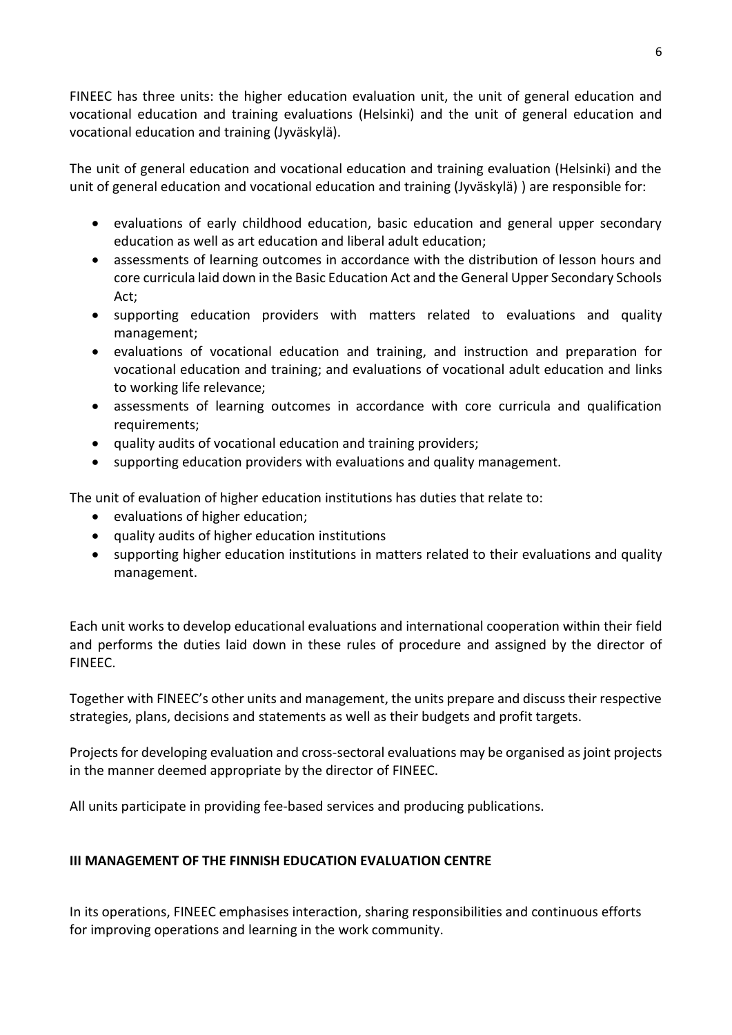FINEEC has three units: the higher education evaluation unit, the unit of general education and vocational education and training evaluations (Helsinki) and the unit of general education and vocational education and training (Jyväskylä).

The unit of general education and vocational education and training evaluation (Helsinki) and the unit of general education and vocational education and training (Jyväskylä) ) are responsible for:

- evaluations of early childhood education, basic education and general upper secondary education as well as art education and liberal adult education;
- assessments of learning outcomes in accordance with the distribution of lesson hours and core curricula laid down in the Basic Education Act and the General Upper Secondary Schools Act;
- supporting education providers with matters related to evaluations and quality management;
- evaluations of vocational education and training, and instruction and preparation for vocational education and training; and evaluations of vocational adult education and links to working life relevance;
- assessments of learning outcomes in accordance with core curricula and qualification requirements;
- quality audits of vocational education and training providers;
- supporting education providers with evaluations and quality management.

The unit of evaluation of higher education institutions has duties that relate to:

- evaluations of higher education;
- quality audits of higher education institutions
- supporting higher education institutions in matters related to their evaluations and quality management.

Each unit works to develop educational evaluations and international cooperation within their field and performs the duties laid down in these rules of procedure and assigned by the director of FINEEC.

Together with FINEEC's other units and management, the units prepare and discuss their respective strategies, plans, decisions and statements as well as their budgets and profit targets.

Projects for developing evaluation and cross-sectoral evaluations may be organised as joint projects in the manner deemed appropriate by the director of FINEEC.

All units participate in providing fee-based services and producing publications.

## III MANAGEMENT OF THE FINNISH EDUCATION EVALUATION CENTRE

In its operations, FINEEC emphasises interaction, sharing responsibilities and continuous efforts for improving operations and learning in the work community.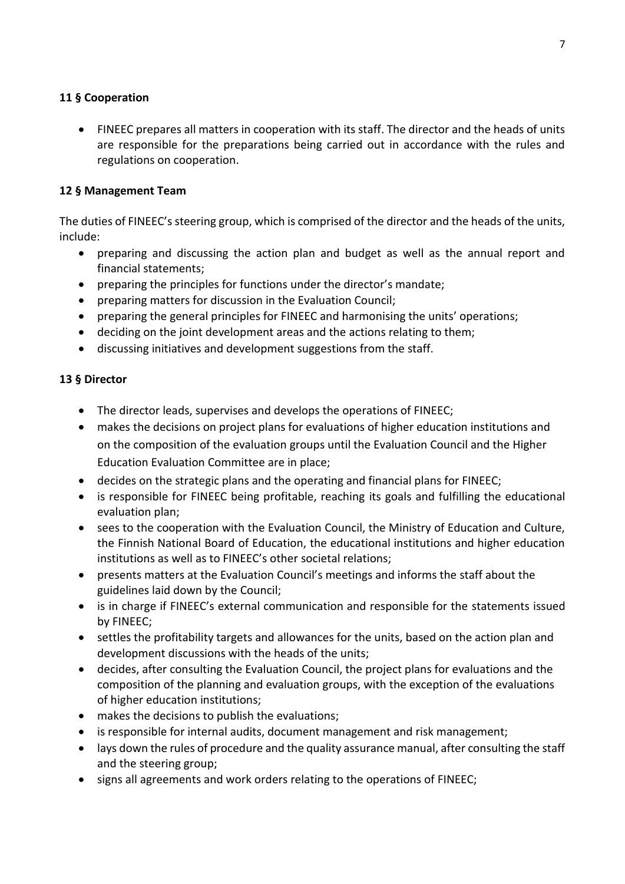**11 § Cooperation**

- FINEEC prepares all matters in cooperation with its staff. The director and the heads of units are responsible for the preparations being carried out in accordance with the rules and regulations on cooperation.

**12 § Management Team**

The duties of FINEEC's steering group, which is comprised of the director and the heads of the units, include:

- preparing and discussing the action plan and budget as well as the annual report and financial statements;
- preparing the principles for functions under the director's mandate;
- preparing matters for discussion in the Evaluation Council;
- preparing the general principles for FINEEC and harmonising the units' operations;
- deciding on the joint development areas and the actions relating to them;
- discussing initiatives and development suggestions from the staff.

**13 § Director**

- The director leads, supervises and develops the operations of FINEEC;
- makes the decisions on project plans for evaluations of higher education institutions and on the composition of the evaluation groups until the Evaluation Council and the Higher Education Evaluation Committee are in place;
- decides on the strategic plans and the operating and financial plans for FINEEC;
- is responsible for FINEEC being profitable, reaching its goals and fulfilling the educational evaluation plan;
- sees to the cooperation with the Evaluation Council, the Ministry of Education and Culture, the Finnish National Board of Education, the educational institutions and higher education institutions as well as to FINEEC's other societal relations;
- presents matters at the Evaluation Council's meetings and informs the staff about the guidelines laid down by the Council;
- is in charge if FINEEC's external communication and responsible for the statements issued by FINEEC;
- settles the profitability targets and allowances for the units, based on the action plan and development discussions with the heads of the units;
- decides, after consulting the Evaluation Council, the project plans for evaluations and the composition of the planning and evaluation groups, with the exception of the evaluations of higher education institutions;
- makes the decisions to publish the evaluations;
- is responsible for internal audits, document management and risk management;
- lays down the rules of procedure and the quality assurance manual, after consulting the staff and the steering group;
- signs all agreements and work orders relating to the operations of FINEEC;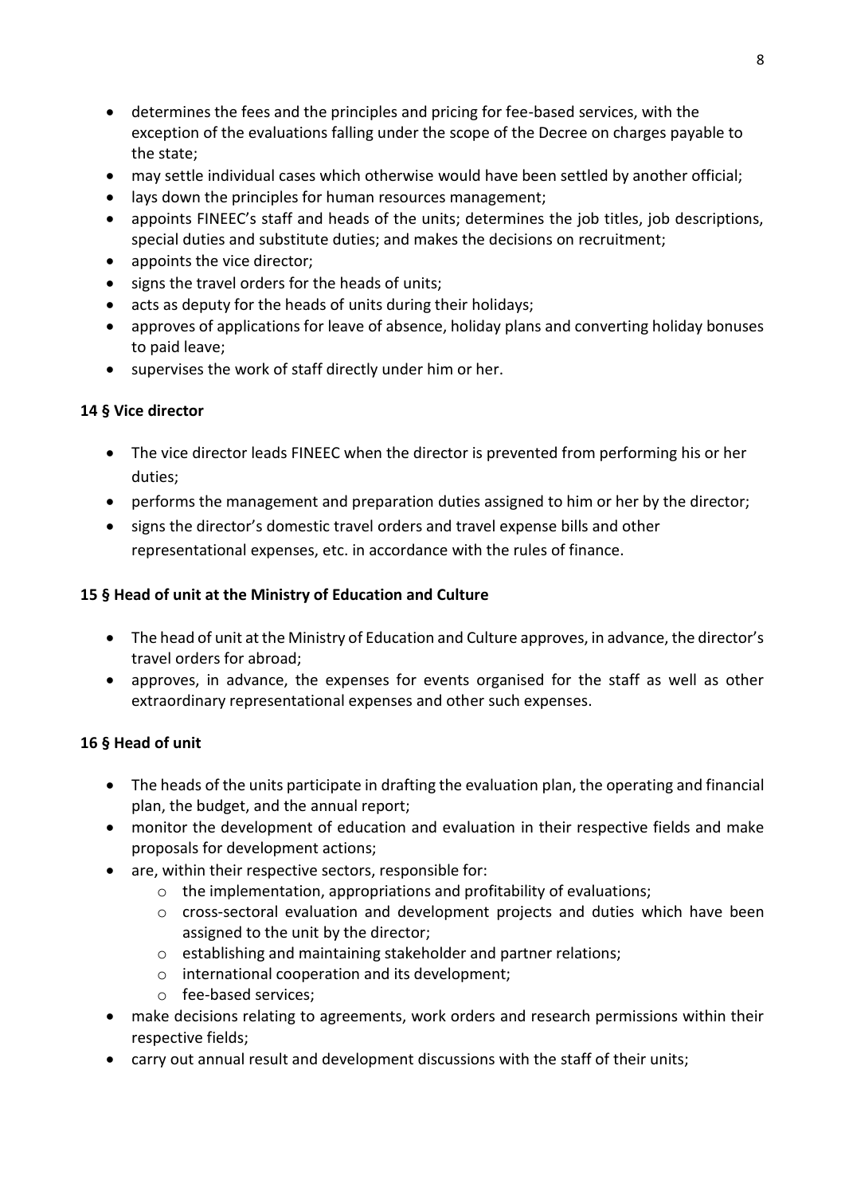- determines the fees and the principles and pricing for fee-based services, with the exception of the evaluations falling under the scope of the Decree on charges payable to the state;
- may settle individual cases which otherwise would have been settled by another official;
- lays down the principles for human resources management;
- appoints FINEEC's staff and heads of the units; determines the job titles, job descriptions, special duties and substitute duties; and makes the decisions on recruitment;
- appoints the vice director;
- signs the travel orders for the heads of units;
- acts as deputy for the heads of units during their holidays;
- approves of applications for leave of absence, holiday plans and converting holiday bonuses to paid leave;
- supervises the work of staff directly under him or her.

**14 § Vice director**

- The vice director leads FINEEC when the director is prevented from performing his or her duties;
- performs the management and preparation duties assigned to him or her by the director;
- signs the director's domestic travel orders and travel expense bills and other representational expenses, etc. in accordance with the rules of finance.

**15 § Head of unit at the Ministry of Education and Culture**

- The head of unit at the Ministry of Education and Culture approves, in advance, the director's travel orders for abroad;
- approves, in advance, the expenses for events organised for the staff as well as other extraordinary representational expenses and other such expenses.

**16 § Head of unit**

- The heads of the units participate in drafting the evaluation plan, the operating and financial plan, the budget, and the annual report;
- monitor the development of education and evaluation in their respective fields and make proposals for development actions;
- are, within their respective sectors, responsible for:
  - the implementation, appropriations and profitability of evaluations;
  - cross-sectoral evaluation and development projects and duties which have been assigned to the unit by the director;
  - establishing and maintaining stakeholder and partner relations;
  - international cooperation and its development;
  - fee-based services;
- make decisions relating to agreements, work orders and research permissions within their respective fields;
- carry out annual result and development discussions with the staff of their units;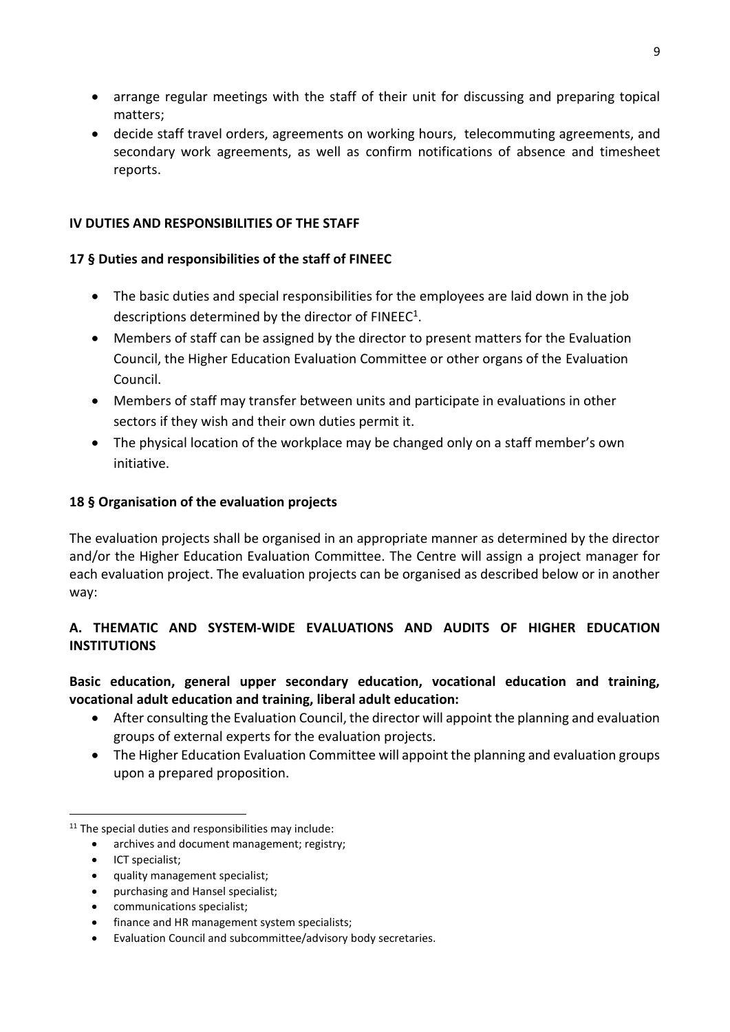- arrange regular meetings with the staff of their unit for discussing and preparing topical matters;
- decide staff travel orders, agreements on working hours, telecommuting agreements, and secondary work agreements, as well as confirm notifications of absence and timesheet reports.

## IV DUTIES AND RESPONSIBILITIES OF THE STAFF

### 17 § Duties and responsibilities of the staff of FINEEC

- The basic duties and special responsibilities for the employees are laid down in the job descriptions determined by the director of FINEEC[1].
- Members of staff can be assigned by the director to present matters for the Evaluation Council, the Higher Education Evaluation Committee or other organs of the Evaluation Council.
- Members of staff may transfer between units and participate in evaluations in other sectors if they wish and their own duties permit it.
- The physical location of the workplace may be changed only on a staff member's own initiative.

### 18 § Organisation of the evaluation projects

The evaluation projects shall be organised in an appropriate manner as determined by the director and/or the Higher Education Evaluation Committee. The Centre will assign a project manager for each evaluation project. The evaluation projects can be organised as described below or in another way:

#### A. THEMATIC AND SYSTEM-WIDE EVALUATIONS AND AUDITS OF HIGHER EDUCATION INSTITUTIONS

**Basic education, general upper secondary education, vocational education and training, vocational adult education and training, liberal adult education:**

- After consulting the Evaluation Council, the director will appoint the planning and evaluation groups of external experts for the evaluation projects.
- The Higher Education Evaluation Committee will appoint the planning and evaluation groups upon a prepared proposition.

---

[11] The special duties and responsibilities may include:

- archives and document management; registry;
- ICT specialist;
- quality management specialist;
- purchasing and Hansel specialist;
- communications specialist;
- finance and HR management system specialists;
- Evaluation Council and subcommittee/advisory body secretaries.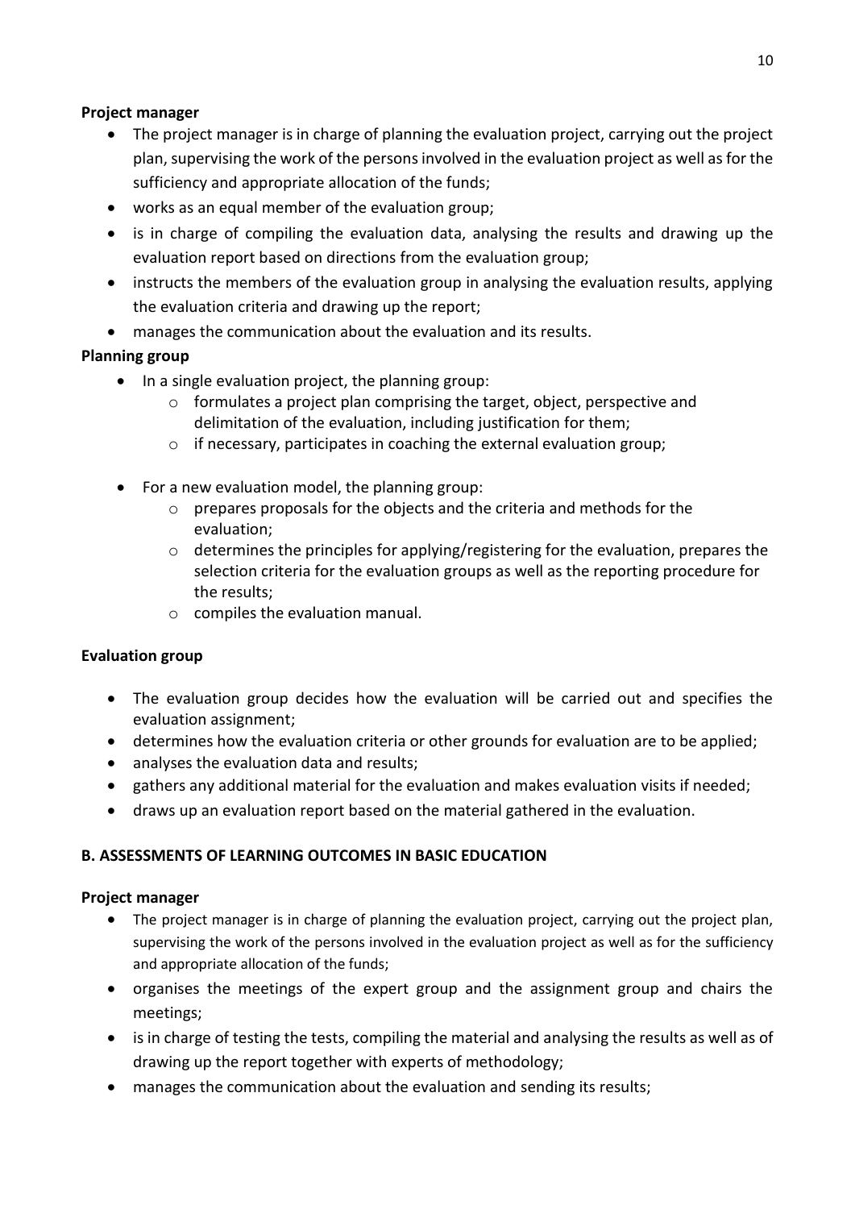**Project manager**

- The project manager is in charge of planning the evaluation project, carrying out the project plan, supervising the work of the persons involved in the evaluation project as well as for the sufficiency and appropriate allocation of the funds;
- works as an equal member of the evaluation group;
- is in charge of compiling the evaluation data, analysing the results and drawing up the evaluation report based on directions from the evaluation group;
- instructs the members of the evaluation group in analysing the evaluation results, applying the evaluation criteria and drawing up the report;
- manages the communication about the evaluation and its results.

**Planning group**

- In a single evaluation project, the planning group:
    - formulates a project plan comprising the target, object, perspective and delimitation of the evaluation, including justification for them;
    - if necessary, participates in coaching the external evaluation group;
- For a new evaluation model, the planning group:
    - prepares proposals for the objects and the criteria and methods for the evaluation;
    - determines the principles for applying/registering for the evaluation, prepares the selection criteria for the evaluation groups as well as the reporting procedure for the results;
    - compiles the evaluation manual.

**Evaluation group**

- The evaluation group decides how the evaluation will be carried out and specifies the evaluation assignment;
- determines how the evaluation criteria or other grounds for evaluation are to be applied;
- analyses the evaluation data and results;
- gathers any additional material for the evaluation and makes evaluation visits if needed;
- draws up an evaluation report based on the material gathered in the evaluation.

**B. ASSESSMENTS OF LEARNING OUTCOMES IN BASIC EDUCATION**

**Project manager**

- The project manager is in charge of planning the evaluation project, carrying out the project plan, supervising the work of the persons involved in the evaluation project as well as for the sufficiency and appropriate allocation of the funds;
- organises the meetings of the expert group and the assignment group and chairs the meetings;
- is in charge of testing the tests, compiling the material and analysing the results as well as of drawing up the report together with experts of methodology;
- manages the communication about the evaluation and sending its results;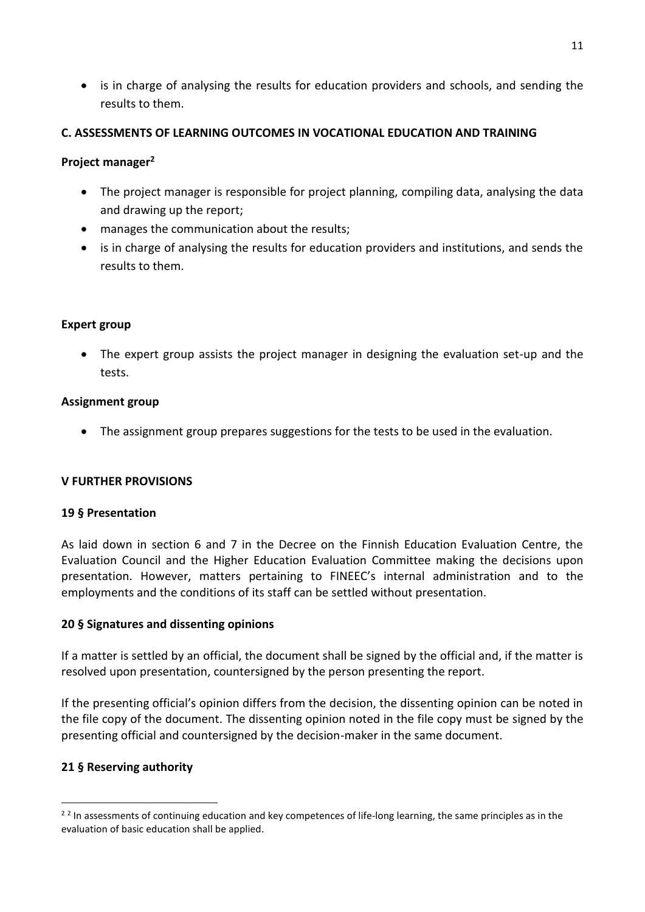- is in charge of analysing the results for education providers and schools, and sending the results to them.

**C. ASSESSMENTS OF LEARNING OUTCOMES IN VOCATIONAL EDUCATION AND TRAINING**

**Project manager[2]**

- The project manager is responsible for project planning, compiling data, analysing the data and drawing up the report;
- manages the communication about the results;
- is in charge of analysing the results for education providers and institutions, and sends the results to them.

**Expert group**

- The expert group assists the project manager in designing the evaluation set-up and the tests.

**Assignment group**

- The assignment group prepares suggestions for the tests to be used in the evaluation.

**V FURTHER PROVISIONS**

**19 § Presentation**

As laid down in section 6 and 7 in the Decree on the Finnish Education Evaluation Centre, the Evaluation Council and the Higher Education Evaluation Committee making the decisions upon presentation. However, matters pertaining to FINEEC's internal administration and to the employments and the conditions of its staff can be settled without presentation.

**20 § Signatures and dissenting opinions**

If a matter is settled by an official, the document shall be signed by the official and, if the matter is resolved upon presentation, countersigned by the person presenting the report.

If the presenting official's opinion differs from the decision, the dissenting opinion can be noted in the file copy of the document. The dissenting opinion noted in the file copy must be signed by the presenting official and countersigned by the decision-maker in the same document.

**21 § Reserving authority**

---

[2] [2] In assessments of continuing education and key competences of life-long learning, the same principles as in the evaluation of basic education shall be applied.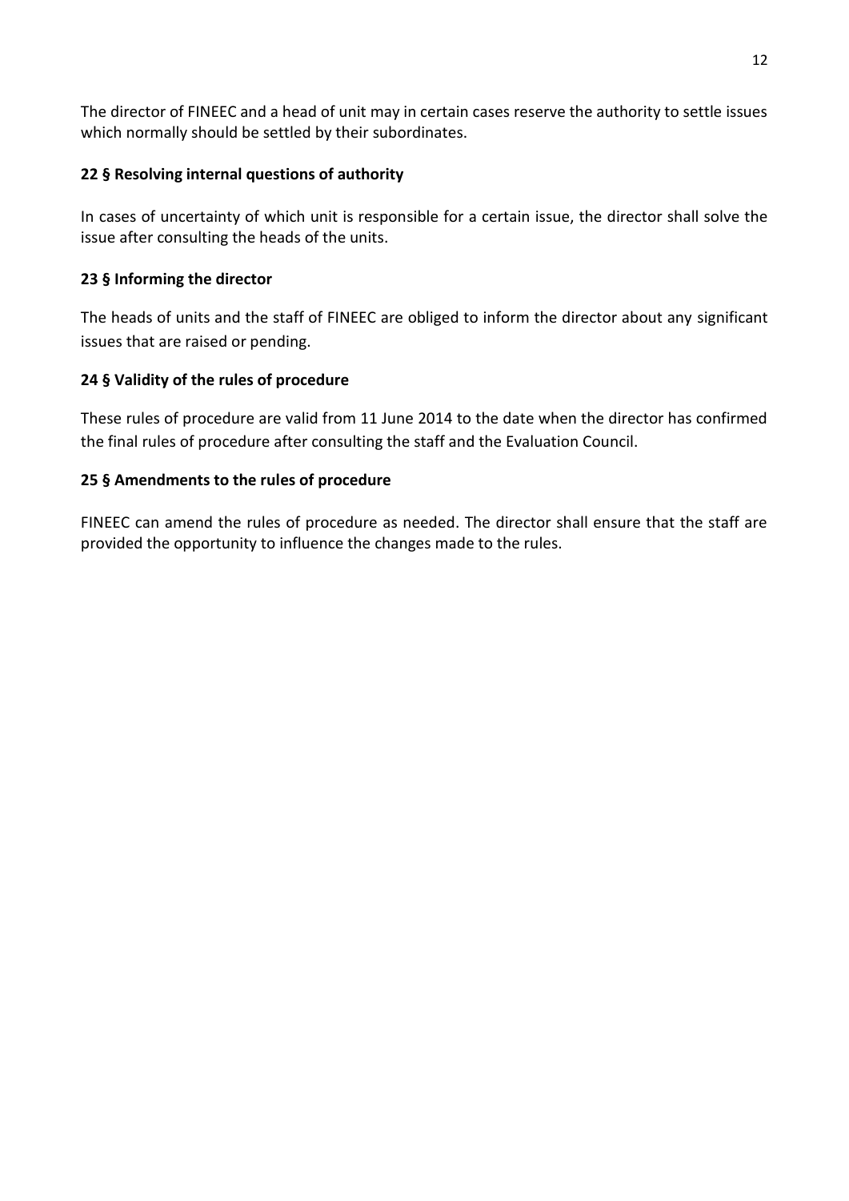The director of FINEEC and a head of unit may in certain cases reserve the authority to settle issues which normally should be settled by their subordinates.

### 22 § Resolving internal questions of authority

In cases of uncertainty of which unit is responsible for a certain issue, the director shall solve the issue after consulting the heads of the units.

### 23 § Informing the director

The heads of units and the staff of FINEEC are obliged to inform the director about any significant issues that are raised or pending.

### 24 § Validity of the rules of procedure

These rules of procedure are valid from 11 June 2014 to the date when the director has confirmed the final rules of procedure after consulting the staff and the Evaluation Council.

### 25 § Amendments to the rules of procedure

FINEEC can amend the rules of procedure as needed. The director shall ensure that the staff are provided the opportunity to influence the changes made to the rules.